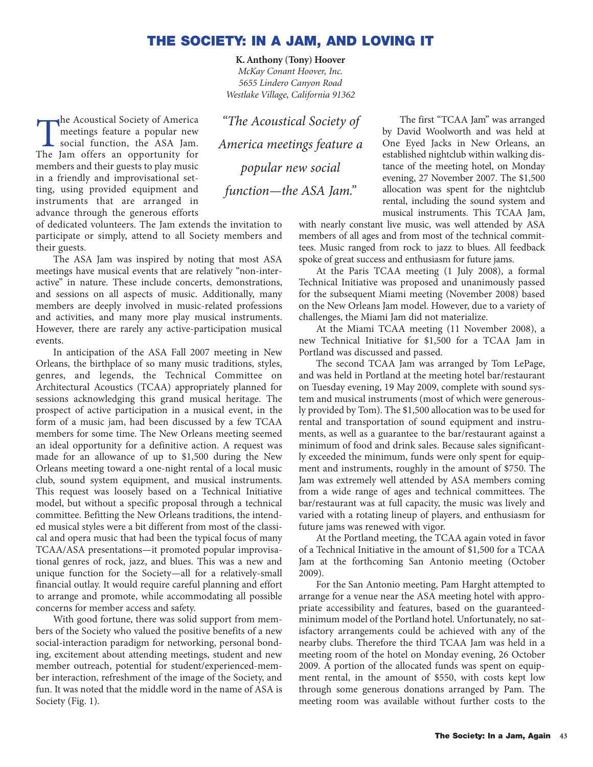# THE SOCIETY: IN A JAM, AND LOVING IT

**K. Anthony (Tony) Hoover**
*McKay Conant Hoover, Inc.*
*5655 Lindero Canyon Road*
*Westlake Village, California 91362*

The Acoustical Society of America meetings feature a popular new social function, the ASA Jam. The Jam offers an opportunity for members and their guests to play music in a friendly and improvisational setting, using provided equipment and instruments that are arranged in advance through the generous efforts of dedicated volunteers. The Jam extends the invitation to participate or simply, attend to all Society members and their guests.

*"The Acoustical Society of America meetings feature a popular new social function—the ASA Jam."*

The ASA Jam was inspired by noting that most ASA meetings have musical events that are relatively "non-interactive" in nature. These include concerts, demonstrations, and sessions on all aspects of music. Additionally, many members are deeply involved in music-related professions and activities, and many more play musical instruments. However, there are rarely any active-participation musical events.

In anticipation of the ASA Fall 2007 meeting in New Orleans, the birthplace of so many music traditions, styles, genres, and legends, the Technical Committee on Architectural Acoustics (TCAA) appropriately planned for sessions acknowledging this grand musical heritage. The prospect of active participation in a musical event, in the form of a music jam, had been discussed by a few TCAA members for some time. The New Orleans meeting seemed an ideal opportunity for a definitive action. A request was made for an allowance of up to $1,500 during the New Orleans meeting toward a one-night rental of a local music club, sound system equipment, and musical instruments. This request was loosely based on a Technical Initiative model, but without a specific proposal through a technical committee. Befitting the New Orleans traditions, the intended musical styles were a bit different from most of the classical and opera music that had been the typical focus of many TCAA/ASA presentations—it promoted popular improvisational genres of rock, jazz, and blues. This was a new and unique function for the Society—all for a relatively-small financial outlay. It would require careful planning and effort to arrange and promote, while accommodating all possible concerns for member access and safety.

With good fortune, there was solid support from members of the Society who valued the positive benefits of a new social-interaction paradigm for networking, personal bonding, excitement about attending meetings, student and new member outreach, potential for student/experienced-member interaction, refreshment of the image of the Society, and fun. It was noted that the middle word in the name of ASA is Society (Fig. 1).

The first "TCAA Jam" was arranged by David Woolworth and was held at One Eyed Jacks in New Orleans, an established nightclub within walking distance of the meeting hotel, on Monday evening, 27 November 2007. The $1,500 allocation was spent for the nightclub rental, including the sound system and musical instruments. This TCAA Jam, with nearly constant live music, was well attended by ASA members of all ages and from most of the technical committees. Music ranged from rock to jazz to blues. All feedback spoke of great success and enthusiasm for future jams.

At the Paris TCAA meeting (1 July 2008), a formal Technical Initiative was proposed and unanimously passed for the subsequent Miami meeting (November 2008) based on the New Orleans Jam model. However, due to a variety of challenges, the Miami Jam did not materialize.

At the Miami TCAA meeting (11 November 2008), a new Technical Initiative for $1,500 for a TCAA Jam in Portland was discussed and passed.

The second TCAA Jam was arranged by Tom LePage, and was held in Portland at the meeting hotel bar/restaurant on Tuesday evening, 19 May 2009, complete with sound system and musical instruments (most of which were generously provided by Tom). The $1,500 allocation was to be used for rental and transportation of sound equipment and instruments, as well as a guarantee to the bar/restaurant against a minimum of food and drink sales. Because sales significantly exceeded the minimum, funds were only spent for equipment and instruments, roughly in the amount of $750. The Jam was extremely well attended by ASA members coming from a wide range of ages and technical committees. The bar/restaurant was at full capacity, the music was lively and varied with a rotating lineup of players, and enthusiasm for future jams was renewed with vigor.

At the Portland meeting, the TCAA again voted in favor of a Technical Initiative in the amount of $1,500 for a TCAA Jam at the forthcoming San Antonio meeting (October 2009).

For the San Antonio meeting, Pam Harght attempted to arrange for a venue near the ASA meeting hotel with appropriate accessibility and features, based on the guaranteed-minimum model of the Portland hotel. Unfortunately, no satisfactory arrangements could be achieved with any of the nearby clubs. Therefore the third TCAA Jam was held in a meeting room of the hotel on Monday evening, 26 October 2009. A portion of the allocated funds was spent on equipment rental, in the amount of $550, with costs kept low through some generous donations arranged by Pam. The meeting room was available without further costs to the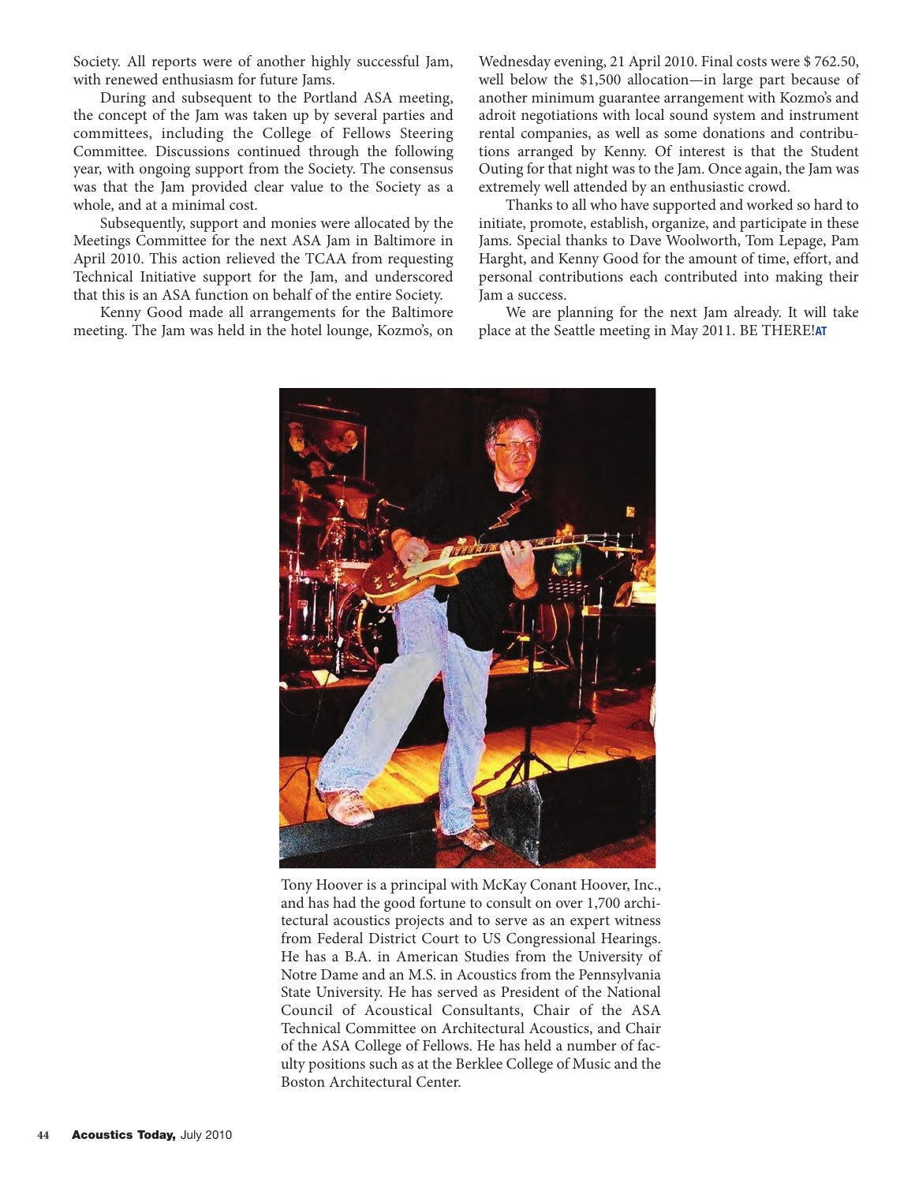Society. All reports were of another highly successful Jam, with renewed enthusiasm for future Jams.

During and subsequent to the Portland ASA meeting, the concept of the Jam was taken up by several parties and committees, including the College of Fellows Steering Committee. Discussions continued through the following year, with ongoing support from the Society. The consensus was that the Jam provided clear value to the Society as a whole, and at a minimal cost.

Subsequently, support and monies were allocated by the Meetings Committee for the next ASA Jam in Baltimore in April 2010. This action relieved the TCAA from requesting Technical Initiative support for the Jam, and underscored that this is an ASA function on behalf of the entire Society.

Kenny Good made all arrangements for the Baltimore meeting. The Jam was held in the hotel lounge, Kozmo's, on Wednesday evening, 21 April 2010. Final costs were $ 762.50, well below the $1,500 allocation—in large part because of another minimum guarantee arrangement with Kozmo's and adroit negotiations with local sound system and instrument rental companies, as well as some donations and contributions arranged by Kenny. Of interest is that the Student Outing for that night was to the Jam. Once again, the Jam was extremely well attended by an enthusiastic crowd.

Thanks to all who have supported and worked so hard to initiate, promote, establish, organize, and participate in these Jams. Special thanks to Dave Woolworth, Tom Lepage, Pam Harght, and Kenny Good for the amount of time, effort, and personal contributions each contributed into making their Jam a success.

We are planning for the next Jam already. It will take place at the Seattle meeting in May 2011. BE THERE!**AT**

Tony Hoover is a principal with McKay Conant Hoover, Inc., and has had the good fortune to consult on over 1,700 architectural acoustics projects and to serve as an expert witness from Federal District Court to US Congressional Hearings. He has a B.A. in American Studies from the University of Notre Dame and an M.S. in Acoustics from the Pennsylvania State University. He has served as President of the National Council of Acoustical Consultants, Chair of the ASA Technical Committee on Architectural Acoustics, and Chair of the ASA College of Fellows. He has held a number of faculty positions such as at the Berklee College of Music and the Boston Architectural Center.